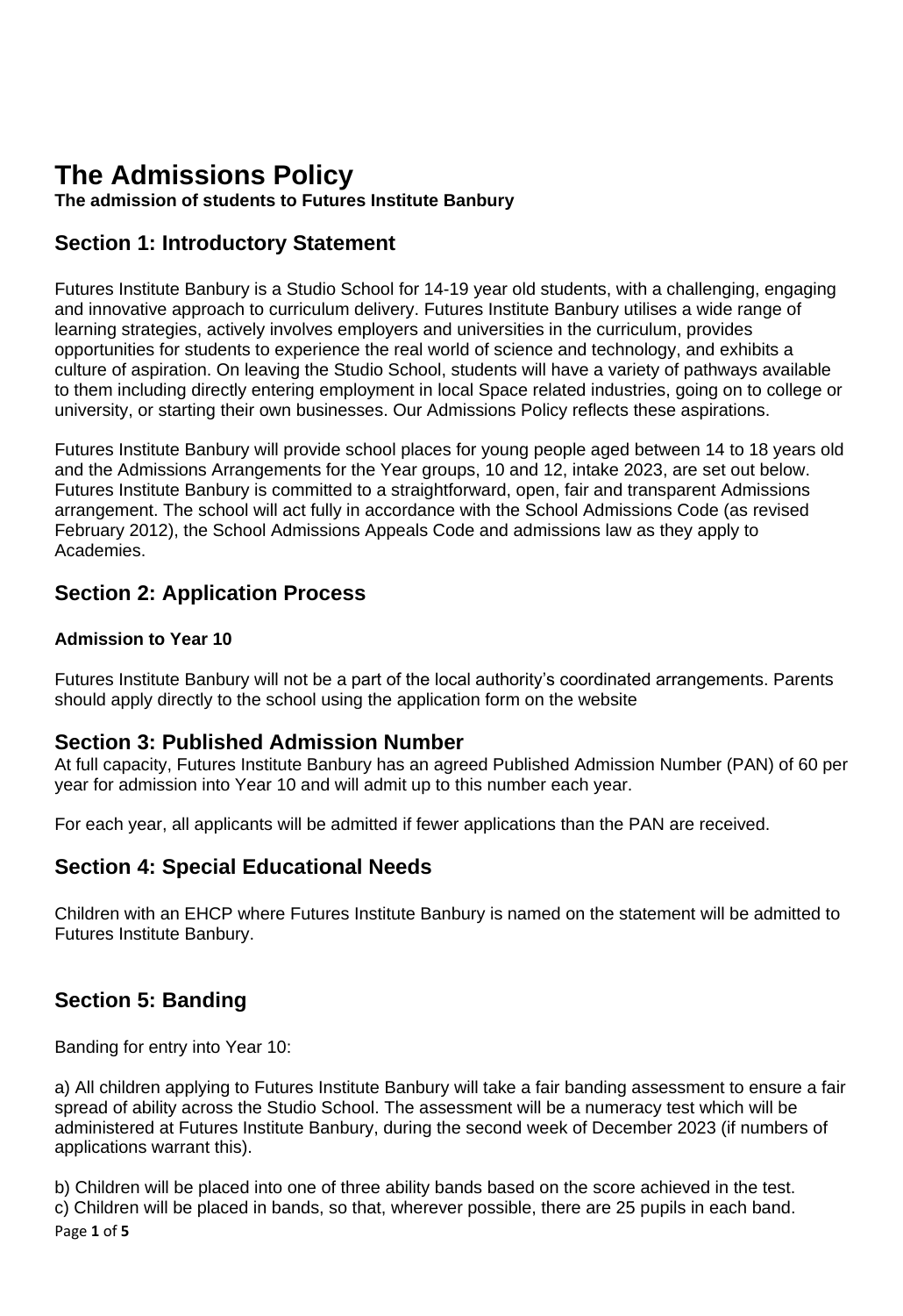# The Admissions Policy

**The admission of students to Futures Institute Banbury**

## Section 1: Introductory Statement

Futures Institute Banbury is a Studio School for 14-19 year old students, with a challenging, engaging and innovative approach to curriculum delivery. Futures Institute Banbury utilises a wide range of learning strategies, actively involves employers and universities in the curriculum, provides opportunities for students to experience the real world of science and technology, and exhibits a culture of aspiration. On leaving the Studio School, students will have a variety of pathways available to them including directly entering employment in local Space related industries, going on to college or university, or starting their own businesses. Our Admissions Policy reflects these aspirations.

Futures Institute Banbury will provide school places for young people aged between 14 to 18 years old and the Admissions Arrangements for the Year groups, 10 and 12, intake 2023, are set out below. Futures Institute Banbury is committed to a straightforward, open, fair and transparent Admissions arrangement. The school will act fully in accordance with the School Admissions Code (as revised February 2012), the School Admissions Appeals Code and admissions law as they apply to Academies.

## Section 2: Application Process

### Admission to Year 10

Futures Institute Banbury will not be a part of the local authority's coordinated arrangements. Parents should apply directly to the school using the application form on the website

## Section 3: Published Admission Number

At full capacity, Futures Institute Banbury has an agreed Published Admission Number (PAN) of 60 per year for admission into Year 10 and will admit up to this number each year.

For each year, all applicants will be admitted if fewer applications than the PAN are received.

## Section 4: Special Educational Needs

Children with an EHCP where Futures Institute Banbury is named on the statement will be admitted to Futures Institute Banbury.

## Section 5: Banding

Banding for entry into Year 10:

a) All children applying to Futures Institute Banbury will take a fair banding assessment to ensure a fair spread of ability across the Studio School. The assessment will be a numeracy test which will be administered at Futures Institute Banbury, during the second week of December 2023 (if numbers of applications warrant this).

b) Children will be placed into one of three ability bands based on the score achieved in the test.
c) Children will be placed in bands, so that, wherever possible, there are 25 pupils in each band.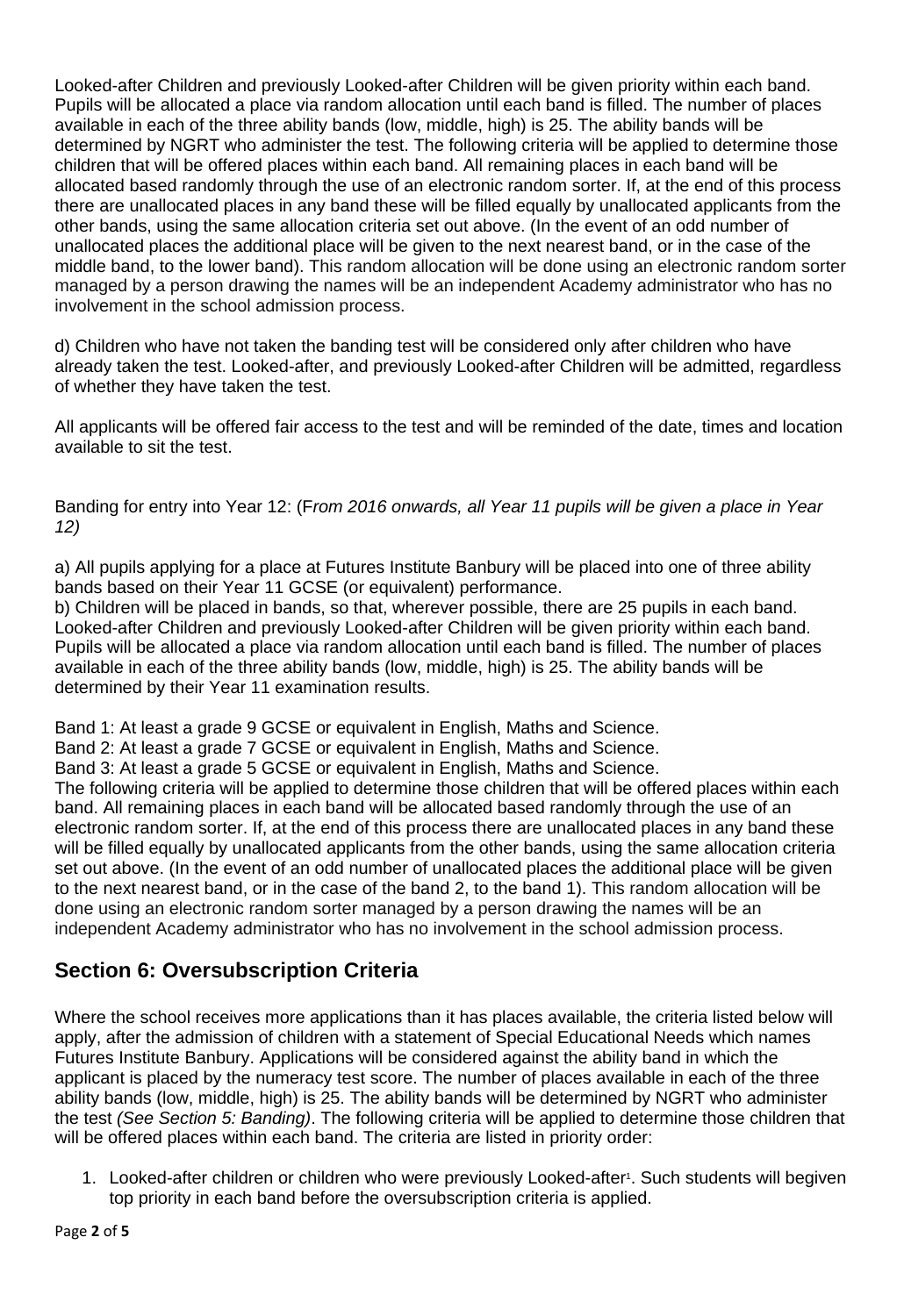Looked-after Children and previously Looked-after Children will be given priority within each band. Pupils will be allocated a place via random allocation until each band is filled. The number of places available in each of the three ability bands (low, middle, high) is 25. The ability bands will be determined by NGRT who administer the test. The following criteria will be applied to determine those children that will be offered places within each band. All remaining places in each band will be allocated based randomly through the use of an electronic random sorter. If, at the end of this process there are unallocated places in any band these will be filled equally by unallocated applicants from the other bands, using the same allocation criteria set out above. (In the event of an odd number of unallocated places the additional place will be given to the next nearest band, or in the case of the middle band, to the lower band). This random allocation will be done using an electronic random sorter managed by a person drawing the names will be an independent Academy administrator who has no involvement in the school admission process.

d) Children who have not taken the banding test will be considered only after children who have already taken the test. Looked-after, and previously Looked-after Children will be admitted, regardless of whether they have taken the test.

All applicants will be offered fair access to the test and will be reminded of the date, times and location available to sit the test.

Banding for entry into Year 12: (F*rom 2016 onwards, all Year 11 pupils will be given a place in Year 12)*

a) All pupils applying for a place at Futures Institute Banbury will be placed into one of three ability bands based on their Year 11 GCSE (or equivalent) performance.
b) Children will be placed in bands, so that, wherever possible, there are 25 pupils in each band. Looked-after Children and previously Looked-after Children will be given priority within each band. Pupils will be allocated a place via random allocation until each band is filled. The number of places available in each of the three ability bands (low, middle, high) is 25. The ability bands will be determined by their Year 11 examination results.

Band 1: At least a grade 9 GCSE or equivalent in English, Maths and Science.
Band 2: At least a grade 7 GCSE or equivalent in English, Maths and Science.
Band 3: At least a grade 5 GCSE or equivalent in English, Maths and Science.
The following criteria will be applied to determine those children that will be offered places within each band. All remaining places in each band will be allocated based randomly through the use of an electronic random sorter. If, at the end of this process there are unallocated places in any band these will be filled equally by unallocated applicants from the other bands, using the same allocation criteria set out above. (In the event of an odd number of unallocated places the additional place will be given to the next nearest band, or in the case of the band 2, to the band 1). This random allocation will be done using an electronic random sorter managed by a person drawing the names will be an independent Academy administrator who has no involvement in the school admission process.

## Section 6: Oversubscription Criteria

Where the school receives more applications than it has places available, the criteria listed below will apply, after the admission of children with a statement of Special Educational Needs which names Futures Institute Banbury. Applications will be considered against the ability band in which the applicant is placed by the numeracy test score. The number of places available in each of the three ability bands (low, middle, high) is 25. The ability bands will be determined by NGRT who administer the test *(See Section 5: Banding)*. The following criteria will be applied to determine those children that will be offered places within each band. The criteria are listed in priority order:

1. Looked-after children or children who were previously Looked-after[1]. Such students will begiven top priority in each band before the oversubscription criteria is applied.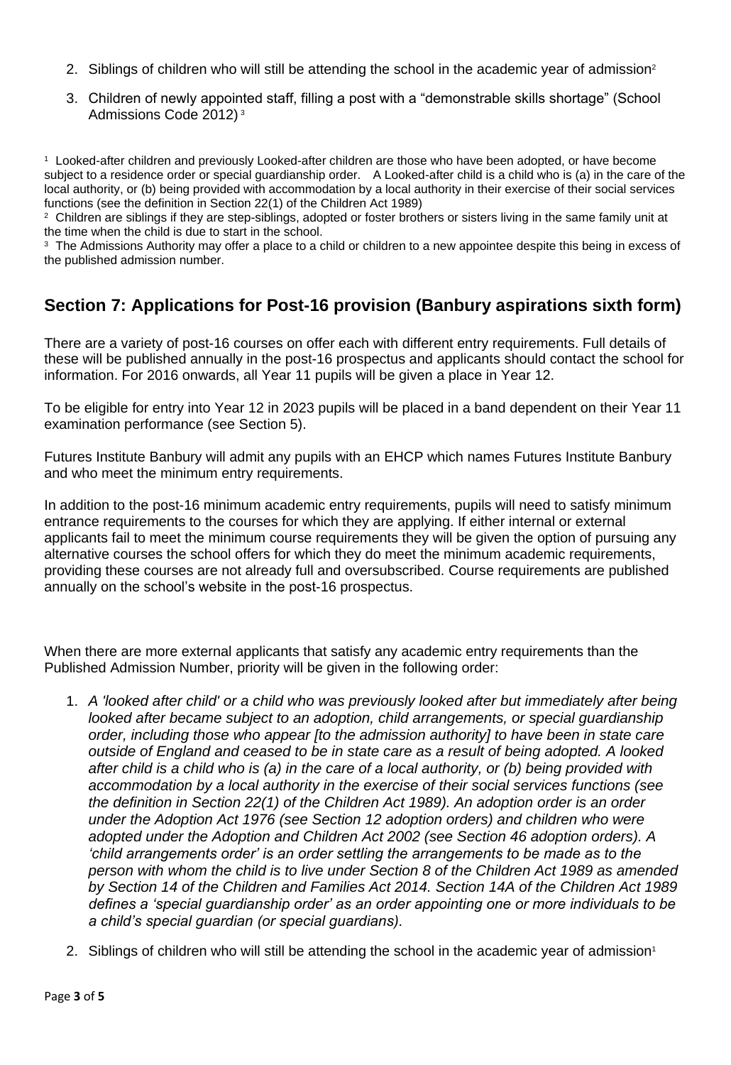2. Siblings of children who will still be attending the school in the academic year of admission[2]

3. Children of newly appointed staff, filling a post with a "demonstrable skills shortage" (School Admissions Code 2012)[3]

[1] Looked-after children and previously Looked-after children are those who have been adopted, or have become subject to a residence order or special guardianship order. A Looked-after child is a child who is (a) in the care of the local authority, or (b) being provided with accommodation by a local authority in their exercise of their social services functions (see the definition in Section 22(1) of the Children Act 1989)

[2] Children are siblings if they are step-siblings, adopted or foster brothers or sisters living in the same family unit at the time when the child is due to start in the school.

[3] The Admissions Authority may offer a place to a child or children to a new appointee despite this being in excess of the published admission number.

## Section 7: Applications for Post-16 provision (Banbury aspirations sixth form)

There are a variety of post-16 courses on offer each with different entry requirements. Full details of these will be published annually in the post-16 prospectus and applicants should contact the school for information. For 2016 onwards, all Year 11 pupils will be given a place in Year 12.

To be eligible for entry into Year 12 in 2023 pupils will be placed in a band dependent on their Year 11 examination performance (see Section 5).

Futures Institute Banbury will admit any pupils with an EHCP which names Futures Institute Banbury and who meet the minimum entry requirements.

In addition to the post-16 minimum academic entry requirements, pupils will need to satisfy minimum entrance requirements to the courses for which they are applying. If either internal or external applicants fail to meet the minimum course requirements they will be given the option of pursuing any alternative courses the school offers for which they do meet the minimum academic requirements, providing these courses are not already full and oversubscribed. Course requirements are published annually on the school's website in the post-16 prospectus.

When there are more external applicants that satisfy any academic entry requirements than the Published Admission Number, priority will be given in the following order:

1. *A 'looked after child' or a child who was previously looked after but immediately after being looked after became subject to an adoption, child arrangements, or special guardianship order, including those who appear [to the admission authority] to have been in state care outside of England and ceased to be in state care as a result of being adopted. A looked after child is a child who is (a) in the care of a local authority, or (b) being provided with accommodation by a local authority in the exercise of their social services functions (see the definition in Section 22(1) of the Children Act 1989). An adoption order is an order under the Adoption Act 1976 (see Section 12 adoption orders) and children who were adopted under the Adoption and Children Act 2002 (see Section 46 adoption orders). A 'child arrangements order' is an order settling the arrangements to be made as to the person with whom the child is to live under Section 8 of the Children Act 1989 as amended by Section 14 of the Children and Families Act 2014. Section 14A of the Children Act 1989 defines a 'special guardianship order' as an order appointing one or more individuals to be a child's special guardian (or special guardians).*

2. Siblings of children who will still be attending the school in the academic year of admission[1]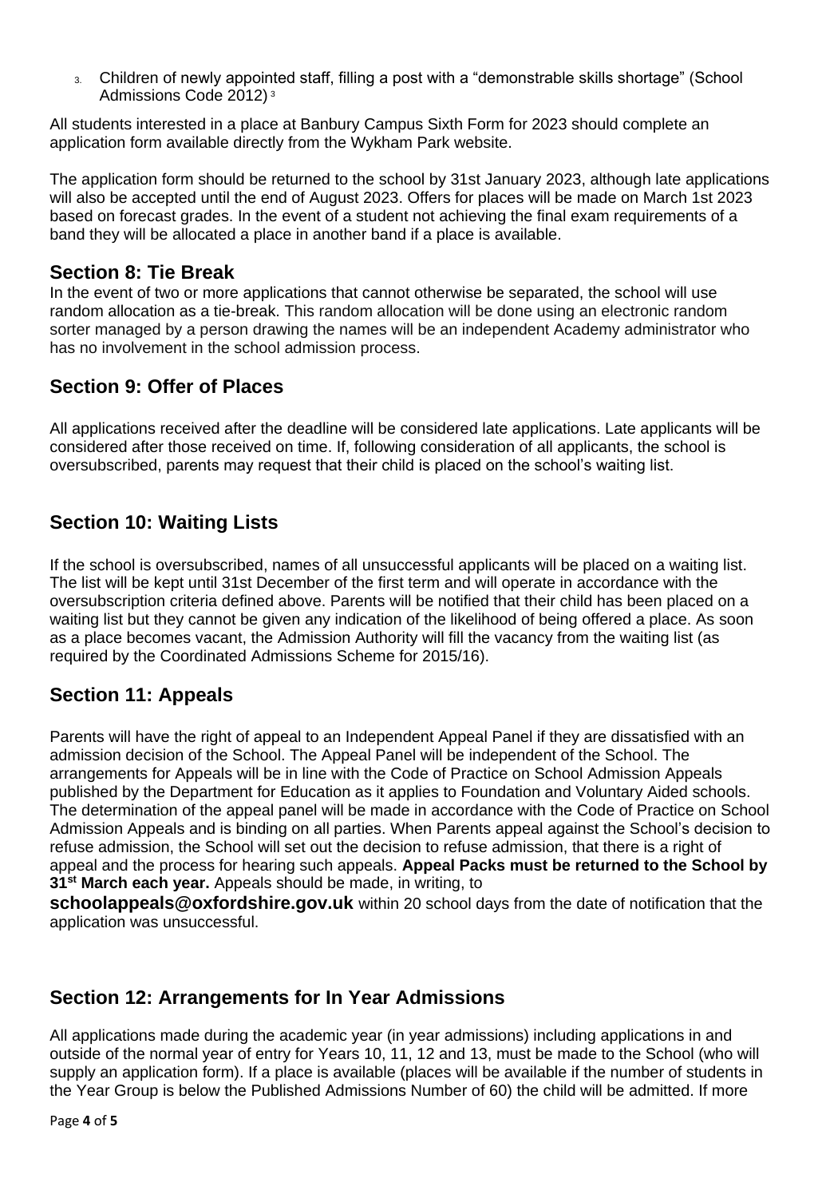3. Children of newly appointed staff, filling a post with a "demonstrable skills shortage" (School Admissions Code 2012) [3]

All students interested in a place at Banbury Campus Sixth Form for 2023 should complete an application form available directly from the Wykham Park website.

The application form should be returned to the school by 31st January 2023, although late applications will also be accepted until the end of August 2023. Offers for places will be made on March 1st 2023 based on forecast grades. In the event of a student not achieving the final exam requirements of a band they will be allocated a place in another band if a place is available.

## Section 8: Tie Break

In the event of two or more applications that cannot otherwise be separated, the school will use random allocation as a tie-break. This random allocation will be done using an electronic random sorter managed by a person drawing the names will be an independent Academy administrator who has no involvement in the school admission process.

## Section 9: Offer of Places

All applications received after the deadline will be considered late applications. Late applicants will be considered after those received on time. If, following consideration of all applicants, the school is oversubscribed, parents may request that their child is placed on the school's waiting list.

## Section 10: Waiting Lists

If the school is oversubscribed, names of all unsuccessful applicants will be placed on a waiting list. The list will be kept until 31st December of the first term and will operate in accordance with the oversubscription criteria defined above. Parents will be notified that their child has been placed on a waiting list but they cannot be given any indication of the likelihood of being offered a place. As soon as a place becomes vacant, the Admission Authority will fill the vacancy from the waiting list (as required by the Coordinated Admissions Scheme for 2015/16).

## Section 11: Appeals

Parents will have the right of appeal to an Independent Appeal Panel if they are dissatisfied with an admission decision of the School. The Appeal Panel will be independent of the School. The arrangements for Appeals will be in line with the Code of Practice on School Admission Appeals published by the Department for Education as it applies to Foundation and Voluntary Aided schools. The determination of the appeal panel will be made in accordance with the Code of Practice on School Admission Appeals and is binding on all parties. When Parents appeal against the School's decision to refuse admission, the School will set out the decision to refuse admission, that there is a right of appeal and the process for hearing such appeals. **Appeal Packs must be returned to the School by 31st March each year.** Appeals should be made, in writing, to **schoolappeals@oxfordshire.gov.uk** within 20 school days from the date of notification that the application was unsuccessful.

## Section 12: Arrangements for In Year Admissions

All applications made during the academic year (in year admissions) including applications in and outside of the normal year of entry for Years 10, 11, 12 and 13, must be made to the School (who will supply an application form). If a place is available (places will be available if the number of students in the Year Group is below the Published Admissions Number of 60) the child will be admitted. If more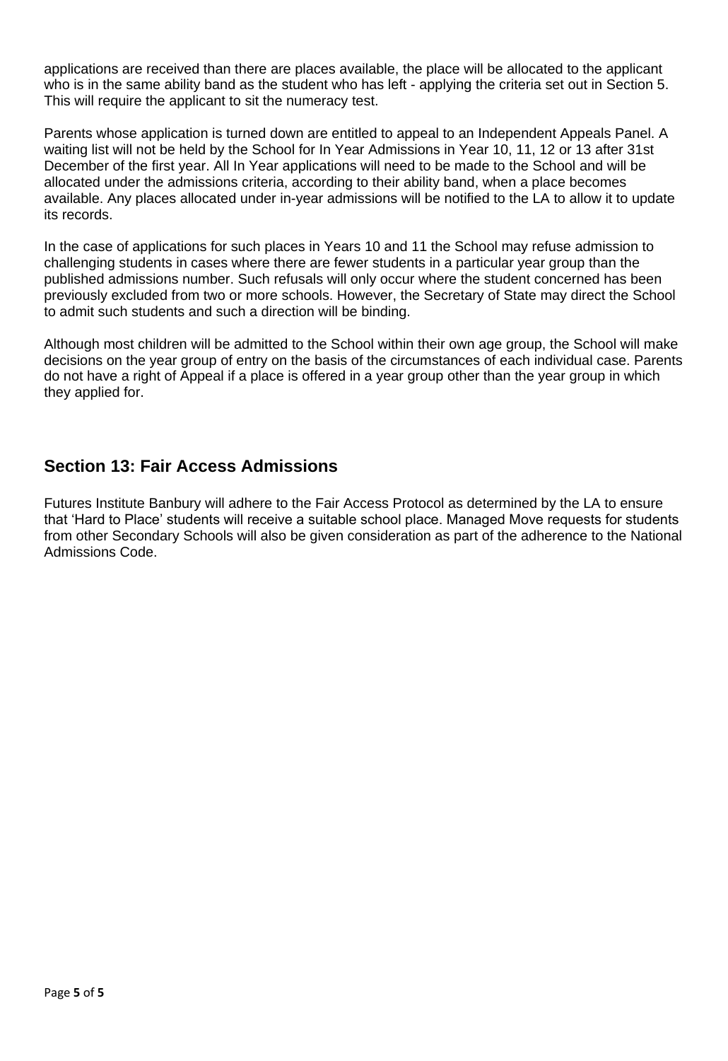applications are received than there are places available, the place will be allocated to the applicant who is in the same ability band as the student who has left - applying the criteria set out in Section 5. This will require the applicant to sit the numeracy test.

Parents whose application is turned down are entitled to appeal to an Independent Appeals Panel. A waiting list will not be held by the School for In Year Admissions in Year 10, 11, 12 or 13 after 31st December of the first year. All In Year applications will need to be made to the School and will be allocated under the admissions criteria, according to their ability band, when a place becomes available. Any places allocated under in-year admissions will be notified to the LA to allow it to update its records.

In the case of applications for such places in Years 10 and 11 the School may refuse admission to challenging students in cases where there are fewer students in a particular year group than the published admissions number. Such refusals will only occur where the student concerned has been previously excluded from two or more schools. However, the Secretary of State may direct the School to admit such students and such a direction will be binding.

Although most children will be admitted to the School within their own age group, the School will make decisions on the year group of entry on the basis of the circumstances of each individual case. Parents do not have a right of Appeal if a place is offered in a year group other than the year group in which they applied for.

## Section 13: Fair Access Admissions

Futures Institute Banbury will adhere to the Fair Access Protocol as determined by the LA to ensure that 'Hard to Place' students will receive a suitable school place. Managed Move requests for students from other Secondary Schools will also be given consideration as part of the adherence to the National Admissions Code.